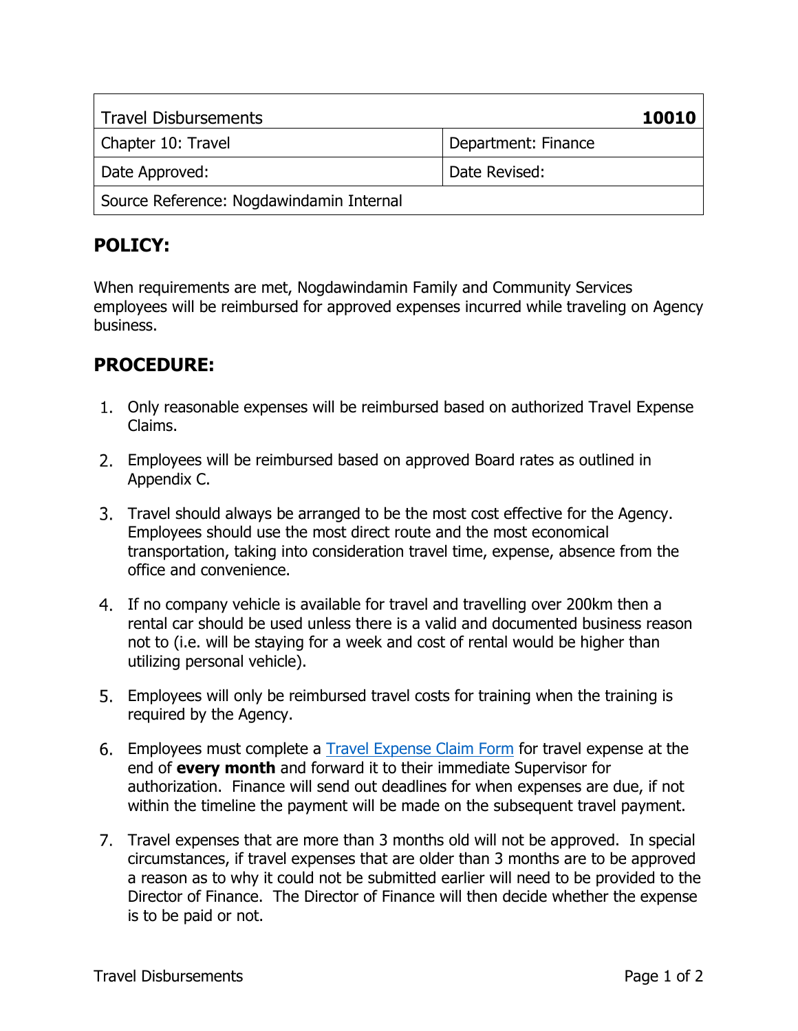| Travel Disbursements | **10010** |
|---|---|
| Chapter 10: Travel | Department: Finance |
| Date Approved: | Date Revised: |
| Source Reference: Nogdawindamin Internal | |

## POLICY:

When requirements are met, Nogdawindamin Family and Community Services employees will be reimbursed for approved expenses incurred while traveling on Agency business.

## PROCEDURE:

1. Only reasonable expenses will be reimbursed based on authorized Travel Expense Claims.

2. Employees will be reimbursed based on approved Board rates as outlined in Appendix C.

3. Travel should always be arranged to be the most cost effective for the Agency. Employees should use the most direct route and the most economical transportation, taking into consideration travel time, expense, absence from the office and convenience.

4. If no company vehicle is available for travel and travelling over 200km then a rental car should be used unless there is a valid and documented business reason not to (i.e. will be staying for a week and cost of rental would be higher than utilizing personal vehicle).

5. Employees will only be reimbursed travel costs for training when the training is required by the Agency.

6. Employees must complete a Travel Expense Claim Form for travel expense at the end of **every month** and forward it to their immediate Supervisor for authorization. Finance will send out deadlines for when expenses are due, if not within the timeline the payment will be made on the subsequent travel payment.

7. Travel expenses that are more than 3 months old will not be approved. In special circumstances, if travel expenses that are older than 3 months are to be approved a reason as to why it could not be submitted earlier will need to be provided to the Director of Finance. The Director of Finance will then decide whether the expense is to be paid or not.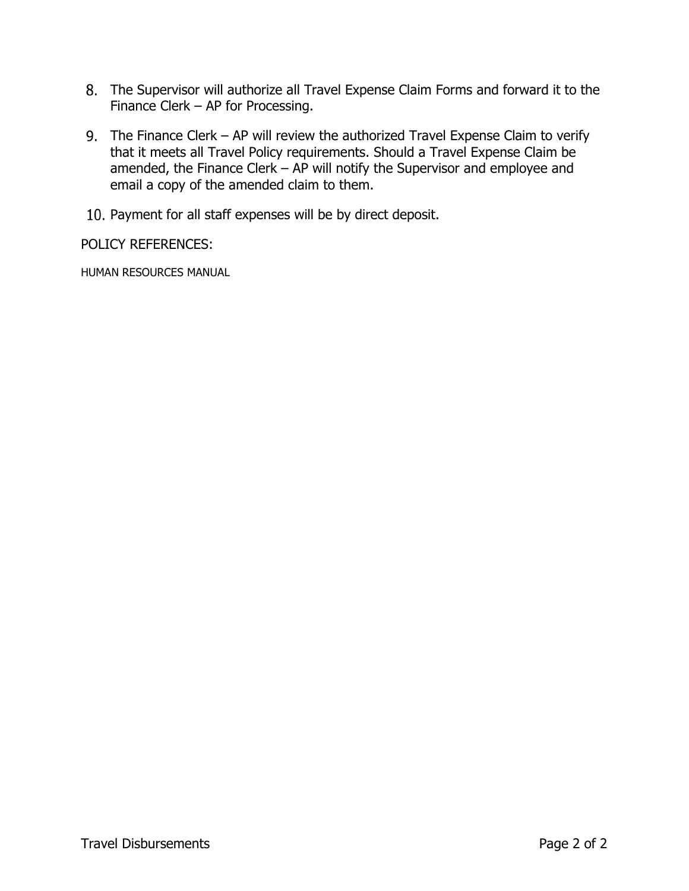8. The Supervisor will authorize all Travel Expense Claim Forms and forward it to the Finance Clerk – AP for Processing.
9. The Finance Clerk – AP will review the authorized Travel Expense Claim to verify that it meets all Travel Policy requirements. Should a Travel Expense Claim be amended, the Finance Clerk – AP will notify the Supervisor and employee and email a copy of the amended claim to them.
10. Payment for all staff expenses will be by direct deposit.

POLICY REFERENCES:

HUMAN RESOURCES MANUAL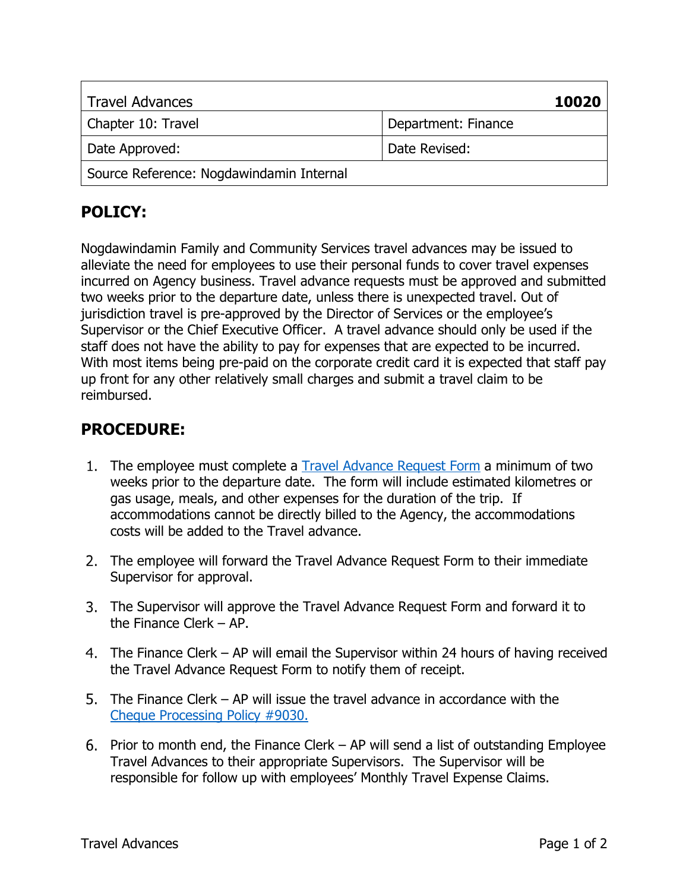| Travel Advances | 10020 |
| --- | --- |
| Chapter 10: Travel | Department: Finance |
| Date Approved: | Date Revised: |
| Source Reference: Nogdawindamin Internal | |

## POLICY:

Nogdawindamin Family and Community Services travel advances may be issued to alleviate the need for employees to use their personal funds to cover travel expenses incurred on Agency business. Travel advance requests must be approved and submitted two weeks prior to the departure date, unless there is unexpected travel. Out of jurisdiction travel is pre-approved by the Director of Services or the employee's Supervisor or the Chief Executive Officer. A travel advance should only be used if the staff does not have the ability to pay for expenses that are expected to be incurred. With most items being pre-paid on the corporate credit card it is expected that staff pay up front for any other relatively small charges and submit a travel claim to be reimbursed.

## PROCEDURE:

1. The employee must complete a Travel Advance Request Form a minimum of two weeks prior to the departure date. The form will include estimated kilometres or gas usage, meals, and other expenses for the duration of the trip. If accommodations cannot be directly billed to the Agency, the accommodations costs will be added to the Travel advance.

2. The employee will forward the Travel Advance Request Form to their immediate Supervisor for approval.

3. The Supervisor will approve the Travel Advance Request Form and forward it to the Finance Clerk – AP.

4. The Finance Clerk – AP will email the Supervisor within 24 hours of having received the Travel Advance Request Form to notify them of receipt.

5. The Finance Clerk – AP will issue the travel advance in accordance with the Cheque Processing Policy #9030.

6. Prior to month end, the Finance Clerk – AP will send a list of outstanding Employee Travel Advances to their appropriate Supervisors. The Supervisor will be responsible for follow up with employees' Monthly Travel Expense Claims.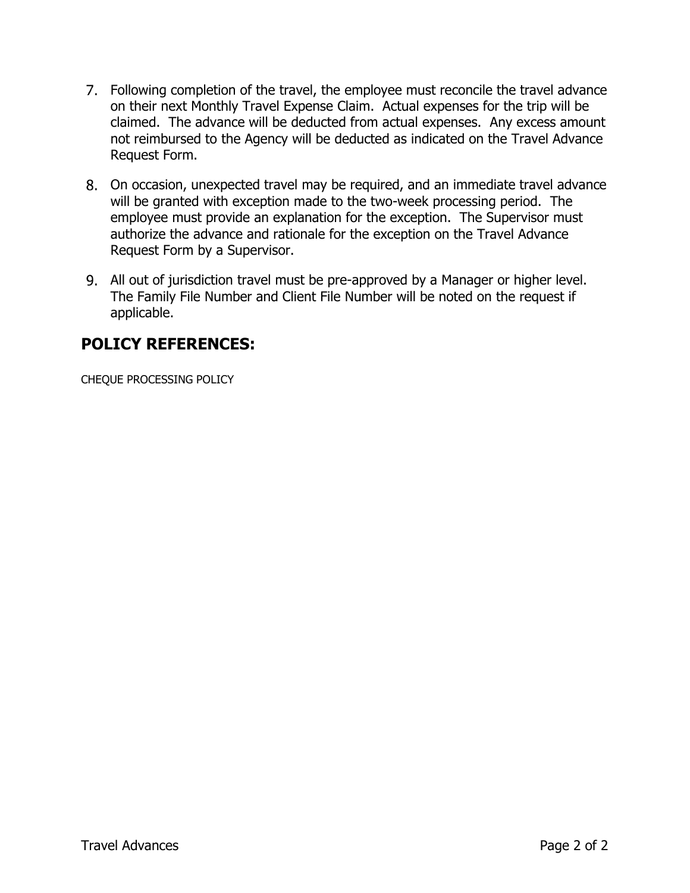7. Following completion of the travel, the employee must reconcile the travel advance on their next Monthly Travel Expense Claim. Actual expenses for the trip will be claimed. The advance will be deducted from actual expenses. Any excess amount not reimbursed to the Agency will be deducted as indicated on the Travel Advance Request Form.

8. On occasion, unexpected travel may be required, and an immediate travel advance will be granted with exception made to the two-week processing period. The employee must provide an explanation for the exception. The Supervisor must authorize the advance and rationale for the exception on the Travel Advance Request Form by a Supervisor.

9. All out of jurisdiction travel must be pre-approved by a Manager or higher level. The Family File Number and Client File Number will be noted on the request if applicable.

## POLICY REFERENCES:

CHEQUE PROCESSING POLICY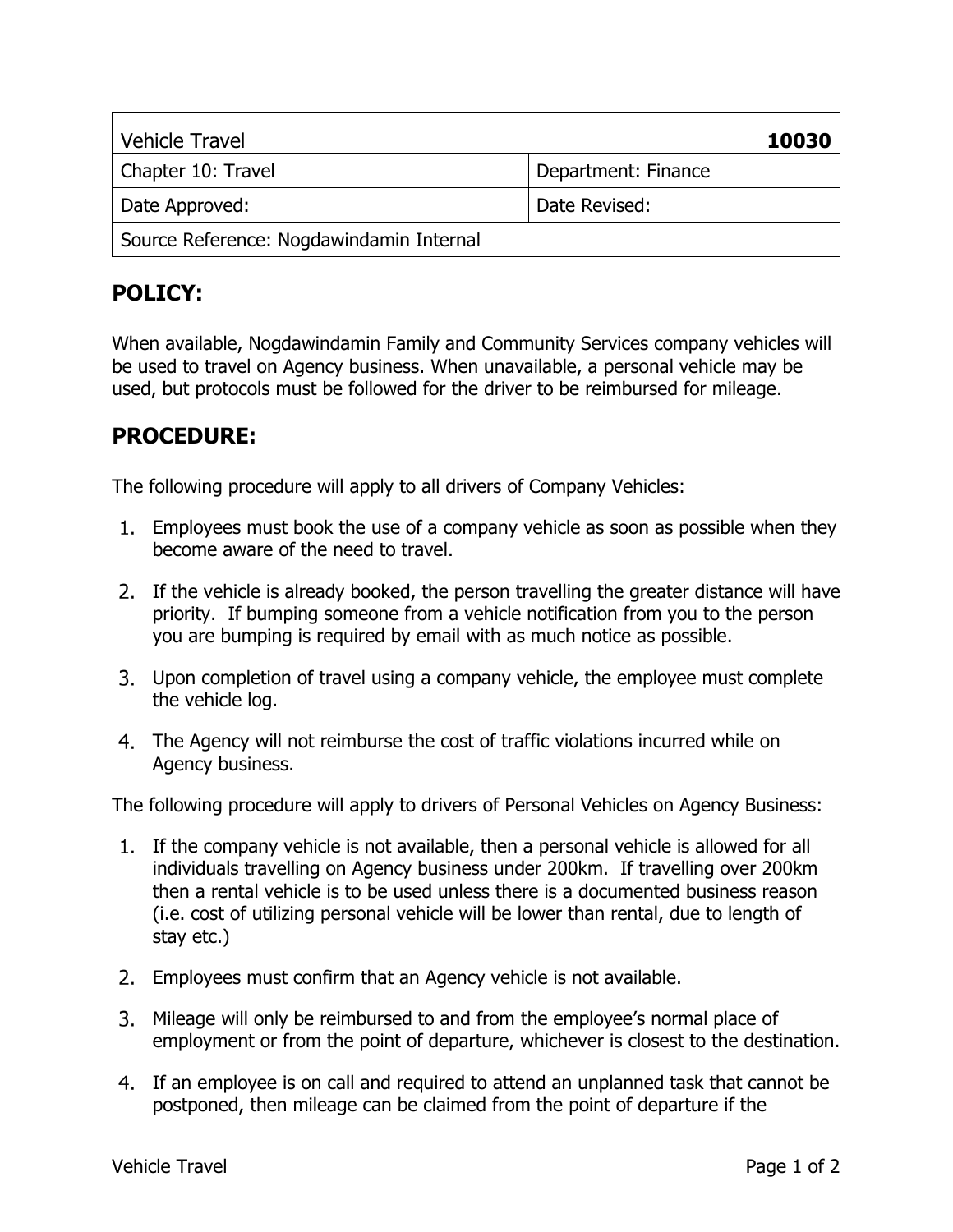| Vehicle Travel | 10030 |
| --- | --- |
| Chapter 10: Travel | Department: Finance |
| Date Approved: | Date Revised: |
| Source Reference: Nogdawindamin Internal | |

## POLICY:

When available, Nogdawindamin Family and Community Services company vehicles will be used to travel on Agency business. When unavailable, a personal vehicle may be used, but protocols must be followed for the driver to be reimbursed for mileage.

## PROCEDURE:

The following procedure will apply to all drivers of Company Vehicles:

1. Employees must book the use of a company vehicle as soon as possible when they become aware of the need to travel.
2. If the vehicle is already booked, the person travelling the greater distance will have priority. If bumping someone from a vehicle notification from you to the person you are bumping is required by email with as much notice as possible.
3. Upon completion of travel using a company vehicle, the employee must complete the vehicle log.
4. The Agency will not reimburse the cost of traffic violations incurred while on Agency business.

The following procedure will apply to drivers of Personal Vehicles on Agency Business:

1. If the company vehicle is not available, then a personal vehicle is allowed for all individuals travelling on Agency business under 200km. If travelling over 200km then a rental vehicle is to be used unless there is a documented business reason (i.e. cost of utilizing personal vehicle will be lower than rental, due to length of stay etc.)
2. Employees must confirm that an Agency vehicle is not available.
3. Mileage will only be reimbursed to and from the employee's normal place of employment or from the point of departure, whichever is closest to the destination.
4. If an employee is on call and required to attend an unplanned task that cannot be postponed, then mileage can be claimed from the point of departure if the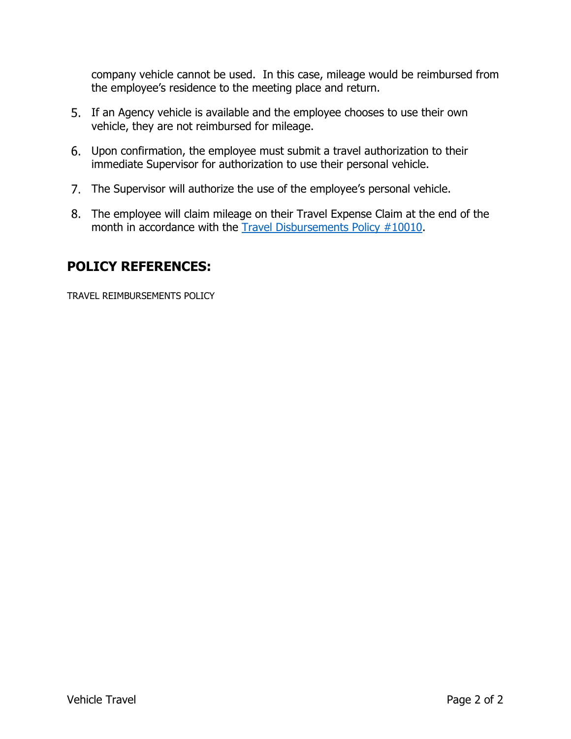company vehicle cannot be used. In this case, mileage would be reimbursed from the employee's residence to the meeting place and return.

5. If an Agency vehicle is available and the employee chooses to use their own vehicle, they are not reimbursed for mileage.

6. Upon confirmation, the employee must submit a travel authorization to their immediate Supervisor for authorization to use their personal vehicle.

7. The Supervisor will authorize the use of the employee's personal vehicle.

8. The employee will claim mileage on their Travel Expense Claim at the end of the month in accordance with the Travel Disbursements Policy #10010.

## POLICY REFERENCES:

TRAVEL REIMBURSEMENTS POLICY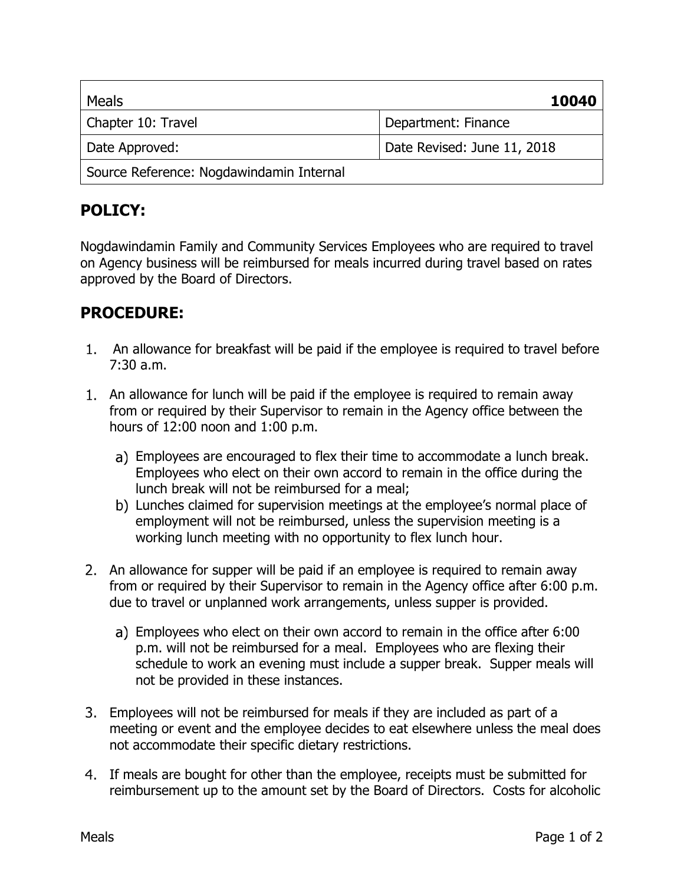| Meals | 10040 |
| --- | --- |
| Chapter 10: Travel | Department: Finance |
| Date Approved: | Date Revised: June 11, 2018 |
| Source Reference: Nogdawindamin Internal | |

## POLICY:

Nogdawindamin Family and Community Services Employees who are required to travel on Agency business will be reimbursed for meals incurred during travel based on rates approved by the Board of Directors.

## PROCEDURE:

1. An allowance for breakfast will be paid if the employee is required to travel before 7:30 a.m.

1. An allowance for lunch will be paid if the employee is required to remain away from or required by their Supervisor to remain in the Agency office between the hours of 12:00 noon and 1:00 p.m.

   a) Employees are encouraged to flex their time to accommodate a lunch break. Employees who elect on their own accord to remain in the office during the lunch break will not be reimbursed for a meal;
   
   b) Lunches claimed for supervision meetings at the employee's normal place of employment will not be reimbursed, unless the supervision meeting is a working lunch meeting with no opportunity to flex lunch hour.

2. An allowance for supper will be paid if an employee is required to remain away from or required by their Supervisor to remain in the Agency office after 6:00 p.m. due to travel or unplanned work arrangements, unless supper is provided.

   a) Employees who elect on their own accord to remain in the office after 6:00 p.m. will not be reimbursed for a meal. Employees who are flexing their schedule to work an evening must include a supper break. Supper meals will not be provided in these instances.

3. Employees will not be reimbursed for meals if they are included as part of a meeting or event and the employee decides to eat elsewhere unless the meal does not accommodate their specific dietary restrictions.

4. If meals are bought for other than the employee, receipts must be submitted for reimbursement up to the amount set by the Board of Directors. Costs for alcoholic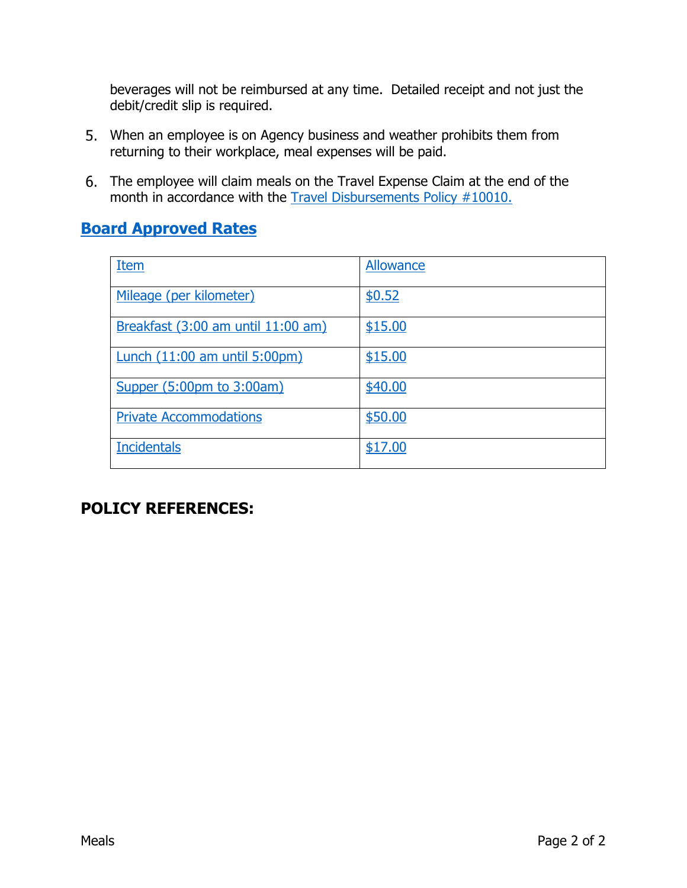beverages will not be reimbursed at any time. Detailed receipt and not just the debit/credit slip is required.

5. When an employee is on Agency business and weather prohibits them from returning to their workplace, meal expenses will be paid.

6. The employee will claim meals on the Travel Expense Claim at the end of the month in accordance with the Travel Disbursements Policy #10010.

## Board Approved Rates

| Item | Allowance |
|---|---|
| Mileage (per kilometer) | $0.52 |
| Breakfast (3:00 am until 11:00 am) | $15.00 |
| Lunch (11:00 am until 5:00pm) | $15.00 |
| Supper (5:00pm to 3:00am) | $40.00 |
| Private Accommodations | $50.00 |
| Incidentals | $17.00 |

## POLICY REFERENCES: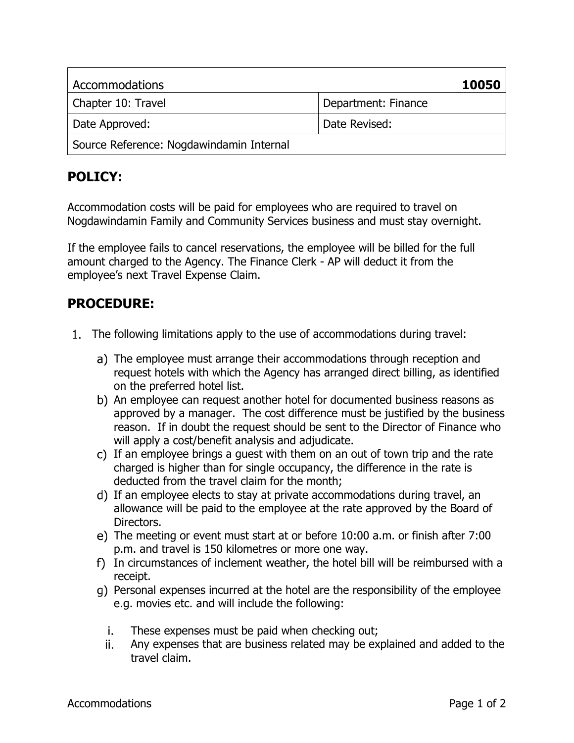| Accommodations | 10050 |
|---|---|
| Chapter 10: Travel | Department: Finance |
| Date Approved: | Date Revised: |
| Source Reference: Nogdawindamin Internal | |

## POLICY:

Accommodation costs will be paid for employees who are required to travel on Nogdawindamin Family and Community Services business and must stay overnight.

If the employee fails to cancel reservations, the employee will be billed for the full amount charged to the Agency. The Finance Clerk - AP will deduct it from the employee's next Travel Expense Claim.

## PROCEDURE:

1. The following limitations apply to the use of accommodations during travel:

   a) The employee must arrange their accommodations through reception and request hotels with which the Agency has arranged direct billing, as identified on the preferred hotel list.
   
   b) An employee can request another hotel for documented business reasons as approved by a manager. The cost difference must be justified by the business reason. If in doubt the request should be sent to the Director of Finance who will apply a cost/benefit analysis and adjudicate.
   
   c) If an employee brings a guest with them on an out of town trip and the rate charged is higher than for single occupancy, the difference in the rate is deducted from the travel claim for the month;
   
   d) If an employee elects to stay at private accommodations during travel, an allowance will be paid to the employee at the rate approved by the Board of Directors.
   
   e) The meeting or event must start at or before 10:00 a.m. or finish after 7:00 p.m. and travel is 150 kilometres or more one way.
   
   f) In circumstances of inclement weather, the hotel bill will be reimbursed with a receipt.
   
   g) Personal expenses incurred at the hotel are the responsibility of the employee e.g. movies etc. and will include the following:
   
      i. These expenses must be paid when checking out;
      
      ii. Any expenses that are business related may be explained and added to the travel claim.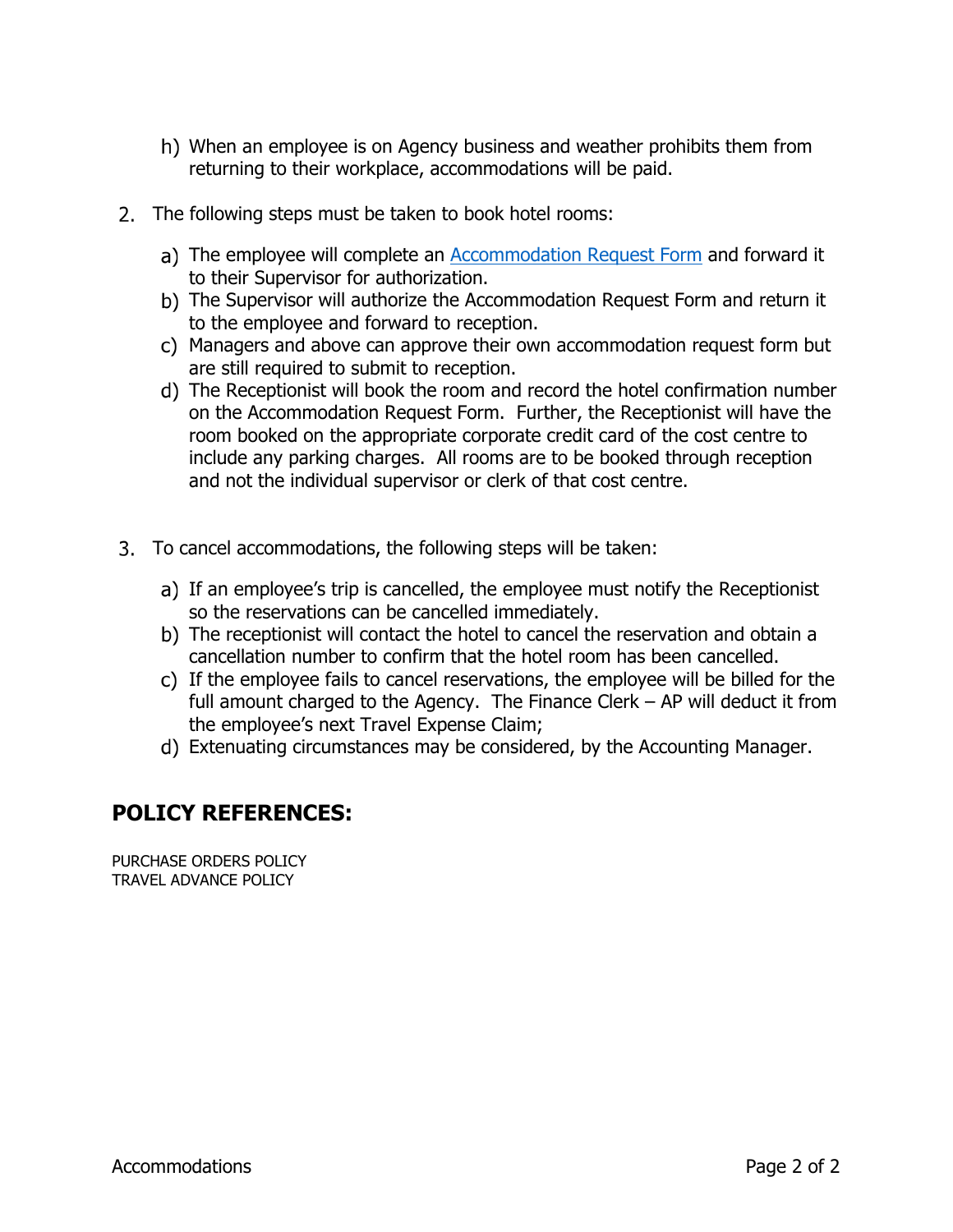h) When an employee is on Agency business and weather prohibits them from returning to their workplace, accommodations will be paid.

2. The following steps must be taken to book hotel rooms:

   a) The employee will complete an [Accommodation Request Form](#) and forward it to their Supervisor for authorization.
   b) The Supervisor will authorize the Accommodation Request Form and return it to the employee and forward to reception.
   c) Managers and above can approve their own accommodation request form but are still required to submit to reception.
   d) The Receptionist will book the room and record the hotel confirmation number on the Accommodation Request Form. Further, the Receptionist will have the room booked on the appropriate corporate credit card of the cost centre to include any parking charges. All rooms are to be booked through reception and not the individual supervisor or clerk of that cost centre.

3. To cancel accommodations, the following steps will be taken:

   a) If an employee's trip is cancelled, the employee must notify the Receptionist so the reservations can be cancelled immediately.
   b) The receptionist will contact the hotel to cancel the reservation and obtain a cancellation number to confirm that the hotel room has been cancelled.
   c) If the employee fails to cancel reservations, the employee will be billed for the full amount charged to the Agency. The Finance Clerk – AP will deduct it from the employee's next Travel Expense Claim;
   d) Extenuating circumstances may be considered, by the Accounting Manager.

## POLICY REFERENCES:

PURCHASE ORDERS POLICY
TRAVEL ADVANCE POLICY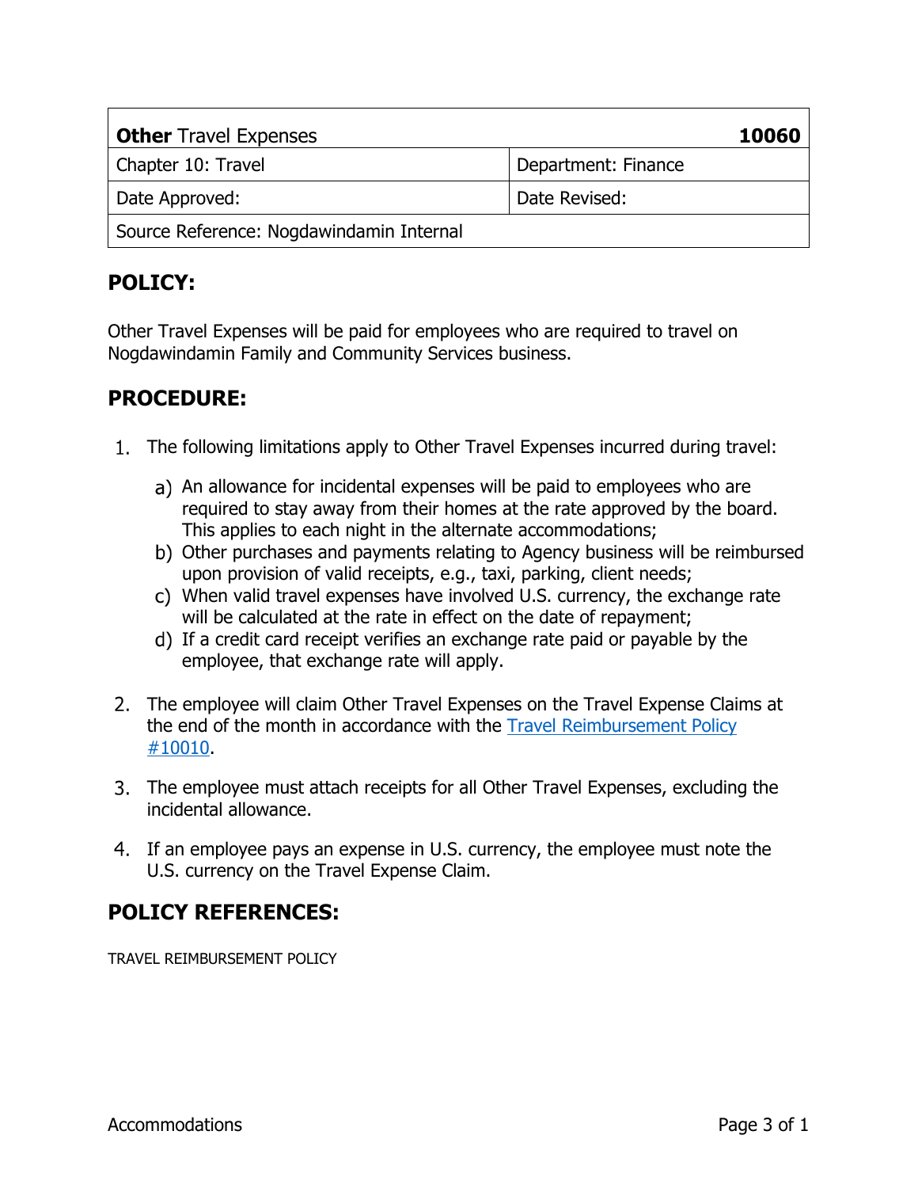| **Other** Travel Expenses | **10060** |
| --- | --- |
| Chapter 10: Travel | Department: Finance |
| Date Approved: | Date Revised: |
| Source Reference: Nogdawindamin Internal | |

## POLICY:

Other Travel Expenses will be paid for employees who are required to travel on Nogdawindamin Family and Community Services business.

## PROCEDURE:

1. The following limitations apply to Other Travel Expenses incurred during travel:

    a) An allowance for incidental expenses will be paid to employees who are required to stay away from their homes at the rate approved by the board. This applies to each night in the alternate accommodations;

    b) Other purchases and payments relating to Agency business will be reimbursed upon provision of valid receipts, e.g., taxi, parking, client needs;

    c) When valid travel expenses have involved U.S. currency, the exchange rate will be calculated at the rate in effect on the date of repayment;

    d) If a credit card receipt verifies an exchange rate paid or payable by the employee, that exchange rate will apply.

2. The employee will claim Other Travel Expenses on the Travel Expense Claims at the end of the month in accordance with the Travel Reimbursement Policy #10010.

3. The employee must attach receipts for all Other Travel Expenses, excluding the incidental allowance.

4. If an employee pays an expense in U.S. currency, the employee must note the U.S. currency on the Travel Expense Claim.

## POLICY REFERENCES:

TRAVEL REIMBURSEMENT POLICY

Accommodations